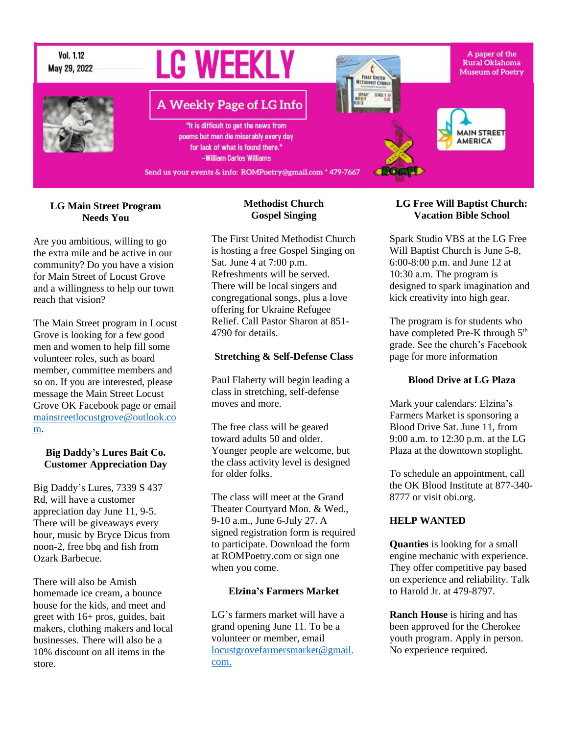Vol. 1.12
May 29, 2022

# LG WEEKLY

## A Weekly Page of LG Info

"It is difficult to get the news from poems but men die miserably every day for lack of what is found there."
--William Carlos Williams

Send us your events & info: ROMPoetry@gmail.com * 479-7667

A paper of the Rural Oklahoma Museum of Poetry

### LG Main Street Program Needs You

Are you ambitious, willing to go the extra mile and be active in our community? Do you have a vision for Main Street of Locust Grove and a willingness to help our town reach that vision?

The Main Street program in Locust Grove is looking for a few good men and women to help fill some volunteer roles, such as board member, committee members and so on. If you are interested, please message the Main Street Locust Grove OK Facebook page or email mainstreetlocustgrove@outlook.com.

### Big Daddy's Lures Bait Co. Customer Appreciation Day

Big Daddy's Lures, 7339 S 437 Rd, will have a customer appreciation day June 11, 9-5. There will be giveaways every hour, music by Bryce Dicus from noon-2, free bbq and fish from Ozark Barbecue.

There will also be Amish homemade ice cream, a bounce house for the kids, and meet and greet with 16+ pros, guides, bait makers, clothing makers and local businesses. There will also be a 10% discount on all items in the store.

### Methodist Church Gospel Singing

The First United Methodist Church is hosting a free Gospel Singing on Sat. June 4 at 7:00 p.m. Refreshments will be served. There will be local singers and congregational songs, plus a love offering for Ukraine Refugee Relief. Call Pastor Sharon at 851-4790 for details.

### Stretching & Self-Defense Class

Paul Flaherty will begin leading a class in stretching, self-defense moves and more.

The free class will be geared toward adults 50 and older. Younger people are welcome, but the class activity level is designed for older folks.

The class will meet at the Grand Theater Courtyard Mon. & Wed., 9-10 a.m., June 6-July 27. A signed registration form is required to participate. Download the form at ROMPoetry.com or sign one when you come.

### Elzina's Farmers Market

LG's farmers market will have a grand opening June 11. To be a volunteer or member, email locustgrovefarmersmarket@gmail.com.

### LG Free Will Baptist Church: Vacation Bible School

Spark Studio VBS at the LG Free Will Baptist Church is June 5-8, 6:00-8:00 p.m. and June 12 at 10:30 a.m. The program is designed to spark imagination and kick creativity into high gear.

The program is for students who have completed Pre-K through 5th grade. See the church's Facebook page for more information

### Blood Drive at LG Plaza

Mark your calendars: Elzina's Farmers Market is sponsoring a Blood Drive Sat. June 11, from 9:00 a.m. to 12:30 p.m. at the LG Plaza at the downtown stoplight.

To schedule an appointment, call the OK Blood Institute at 877-340-8777 or visit obi.org.

### HELP WANTED

**Quanties** is looking for a small engine mechanic with experience. They offer competitive pay based on experience and reliability. Talk to Harold Jr. at 479-8797.

**Ranch House** is hiring and has been approved for the Cherokee youth program. Apply in person. No experience required.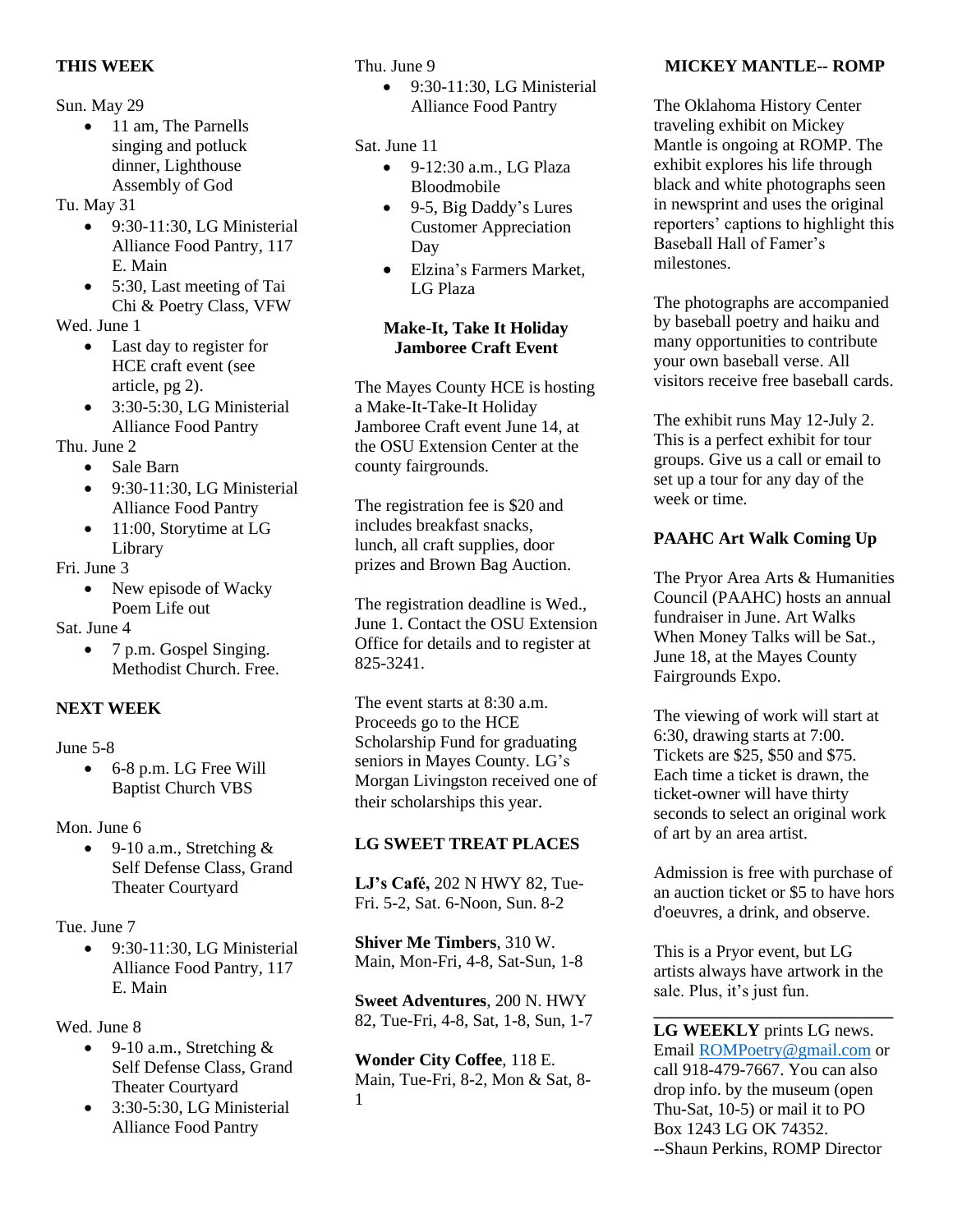## THIS WEEK

Sun. May 29

- 11 am, The Parnells singing and potluck dinner, Lighthouse Assembly of God

Tu. May 31

- 9:30-11:30, LG Ministerial Alliance Food Pantry, 117 E. Main
- 5:30, Last meeting of Tai Chi & Poetry Class, VFW

Wed. June 1

- Last day to register for HCE craft event (see article, pg 2).
- 3:30-5:30, LG Ministerial Alliance Food Pantry

Thu. June 2

- Sale Barn
- 9:30-11:30, LG Ministerial Alliance Food Pantry
- 11:00, Storytime at LG Library

Fri. June 3

- New episode of Wacky Poem Life out

Sat. June 4

- 7 p.m. Gospel Singing. Methodist Church. Free.

## NEXT WEEK

June 5-8

- 6-8 p.m. LG Free Will Baptist Church VBS

Mon. June 6

- 9-10 a.m., Stretching & Self Defense Class, Grand Theater Courtyard

Tue. June 7

- 9:30-11:30, LG Ministerial Alliance Food Pantry, 117 E. Main

Wed. June 8

- 9-10 a.m., Stretching & Self Defense Class, Grand Theater Courtyard
- 3:30-5:30, LG Ministerial Alliance Food Pantry

Thu. June 9

- 9:30-11:30, LG Ministerial Alliance Food Pantry

Sat. June 11

- 9-12:30 a.m., LG Plaza Bloodmobile
- 9-5, Big Daddy's Lures Customer Appreciation Day
- Elzina's Farmers Market, LG Plaza

## Make-It, Take It Holiday Jamboree Craft Event

The Mayes County HCE is hosting a Make-It-Take-It Holiday Jamboree Craft event June 14, at the OSU Extension Center at the county fairgrounds.

The registration fee is $20 and includes breakfast snacks, lunch, all craft supplies, door prizes and Brown Bag Auction.

The registration deadline is Wed., June 1. Contact the OSU Extension Office for details and to register at 825-3241.

The event starts at 8:30 a.m. Proceeds go to the HCE Scholarship Fund for graduating seniors in Mayes County. LG's Morgan Livingston received one of their scholarships this year.

## LG SWEET TREAT PLACES

**LJ's Café,** 202 N HWY 82, Tue-Fri. 5-2, Sat. 6-Noon, Sun. 8-2

**Shiver Me Timbers**, 310 W. Main, Mon-Fri, 4-8, Sat-Sun, 1-8

**Sweet Adventures**, 200 N. HWY 82, Tue-Fri, 4-8, Sat, 1-8, Sun, 1-7

**Wonder City Coffee**, 118 E. Main, Tue-Fri, 8-2, Mon & Sat, 8-1

## MICKEY MANTLE-- ROMP

The Oklahoma History Center traveling exhibit on Mickey Mantle is ongoing at ROMP. The exhibit explores his life through black and white photographs seen in newsprint and uses the original reporters' captions to highlight this Baseball Hall of Famer's milestones.

The photographs are accompanied by baseball poetry and haiku and many opportunities to contribute your own baseball verse. All visitors receive free baseball cards.

The exhibit runs May 12-July 2. This is a perfect exhibit for tour groups. Give us a call or email to set up a tour for any day of the week or time.

## PAAHC Art Walk Coming Up

The Pryor Area Arts & Humanities Council (PAAHC) hosts an annual fundraiser in June. Art Walks When Money Talks will be Sat., June 18, at the Mayes County Fairgrounds Expo.

The viewing of work will start at 6:30, drawing starts at 7:00. Tickets are $25, $50 and $75. Each time a ticket is drawn, the ticket-owner will have thirty seconds to select an original work of art by an area artist.

Admission is free with purchase of an auction ticket or $5 to have hors d'oeuvres, a drink, and observe.

This is a Pryor event, but LG artists always have artwork in the sale. Plus, it's just fun.

---

**LG WEEKLY** prints LG news. Email ROMPoetry@gmail.com or call 918-479-7667. You can also drop info. by the museum (open Thu-Sat, 10-5) or mail it to PO Box 1243 LG OK 74352.
--Shaun Perkins, ROMP Director